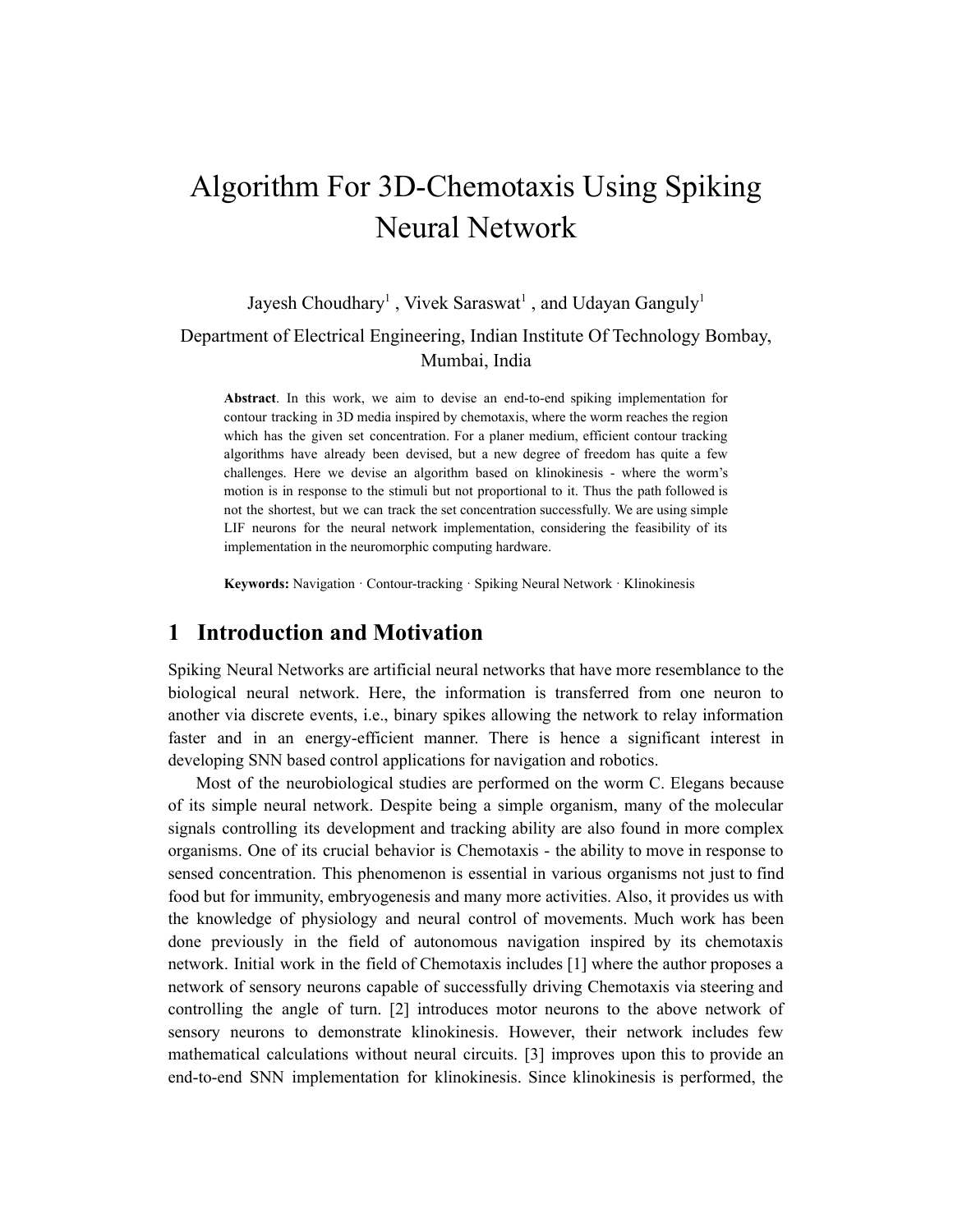# Algorithm For 3D-Chemotaxis Using Spiking Neural Network

Jayesh Choudhary[1] , Vivek Saraswat[1] , and Udayan Ganguly[1]

Department of Electrical Engineering, Indian Institute Of Technology Bombay, Mumbai, India

**Abstract**. In this work, we aim to devise an end-to-end spiking implementation for contour tracking in 3D media inspired by chemotaxis, where the worm reaches the region which has the given set concentration. For a planer medium, efficient contour tracking algorithms have already been devised, but a new degree of freedom has quite a few challenges. Here we devise an algorithm based on klinokinesis - where the worm's motion is in response to the stimuli but not proportional to it. Thus the path followed is not the shortest, but we can track the set concentration successfully. We are using simple LIF neurons for the neural network implementation, considering the feasibility of its implementation in the neuromorphic computing hardware.

**Keywords:** Navigation · Contour-tracking · Spiking Neural Network · Klinokinesis

## 1 Introduction and Motivation

Spiking Neural Networks are artificial neural networks that have more resemblance to the biological neural network. Here, the information is transferred from one neuron to another via discrete events, i.e., binary spikes allowing the network to relay information faster and in an energy-efficient manner. There is hence a significant interest in developing SNN based control applications for navigation and robotics.

Most of the neurobiological studies are performed on the worm C. Elegans because of its simple neural network. Despite being a simple organism, many of the molecular signals controlling its development and tracking ability are also found in more complex organisms. One of its crucial behavior is Chemotaxis - the ability to move in response to sensed concentration. This phenomenon is essential in various organisms not just to find food but for immunity, embryogenesis and many more activities. Also, it provides us with the knowledge of physiology and neural control of movements. Much work has been done previously in the field of autonomous navigation inspired by its chemotaxis network. Initial work in the field of Chemotaxis includes [1] where the author proposes a network of sensory neurons capable of successfully driving Chemotaxis via steering and controlling the angle of turn. [2] introduces motor neurons to the above network of sensory neurons to demonstrate klinokinesis. However, their network includes few mathematical calculations without neural circuits. [3] improves upon this to provide an end-to-end SNN implementation for klinokinesis. Since klinokinesis is performed, the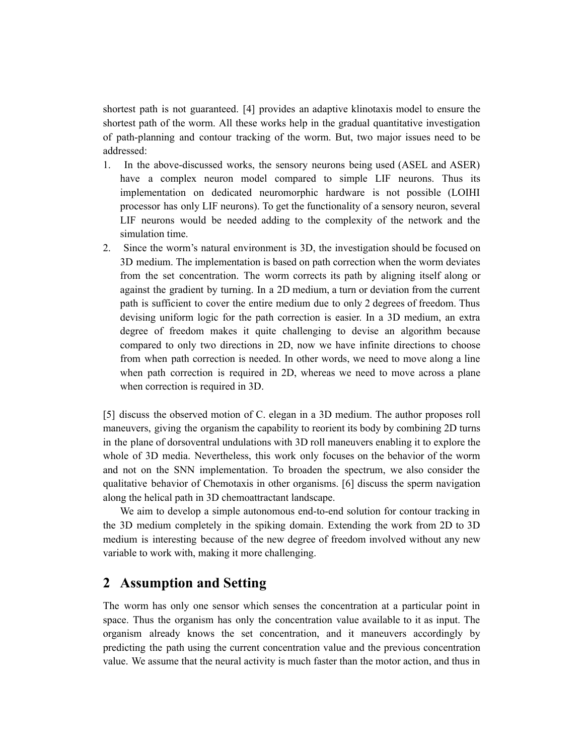shortest path is not guaranteed. [4] provides an adaptive klinotaxis model to ensure the shortest path of the worm. All these works help in the gradual quantitative investigation of path-planning and contour tracking of the worm. But, two major issues need to be addressed:

1. In the above-discussed works, the sensory neurons being used (ASEL and ASER) have a complex neuron model compared to simple LIF neurons. Thus its implementation on dedicated neuromorphic hardware is not possible (LOIHI processor has only LIF neurons). To get the functionality of a sensory neuron, several LIF neurons would be needed adding to the complexity of the network and the simulation time.
2. Since the worm's natural environment is 3D, the investigation should be focused on 3D medium. The implementation is based on path correction when the worm deviates from the set concentration. The worm corrects its path by aligning itself along or against the gradient by turning. In a 2D medium, a turn or deviation from the current path is sufficient to cover the entire medium due to only 2 degrees of freedom. Thus devising uniform logic for the path correction is easier. In a 3D medium, an extra degree of freedom makes it quite challenging to devise an algorithm because compared to only two directions in 2D, now we have infinite directions to choose from when path correction is needed. In other words, we need to move along a line when path correction is required in 2D, whereas we need to move across a plane when correction is required in 3D.

[5] discuss the observed motion of C. elegan in a 3D medium. The author proposes roll maneuvers, giving the organism the capability to reorient its body by combining 2D turns in the plane of dorsoventral undulations with 3D roll maneuvers enabling it to explore the whole of 3D media. Nevertheless, this work only focuses on the behavior of the worm and not on the SNN implementation. To broaden the spectrum, we also consider the qualitative behavior of Chemotaxis in other organisms. [6] discuss the sperm navigation along the helical path in 3D chemoattractant landscape.

We aim to develop a simple autonomous end-to-end solution for contour tracking in the 3D medium completely in the spiking domain. Extending the work from 2D to 3D medium is interesting because of the new degree of freedom involved without any new variable to work with, making it more challenging.

## 2 Assumption and Setting

The worm has only one sensor which senses the concentration at a particular point in space. Thus the organism has only the concentration value available to it as input. The organism already knows the set concentration, and it maneuvers accordingly by predicting the path using the current concentration value and the previous concentration value. We assume that the neural activity is much faster than the motor action, and thus in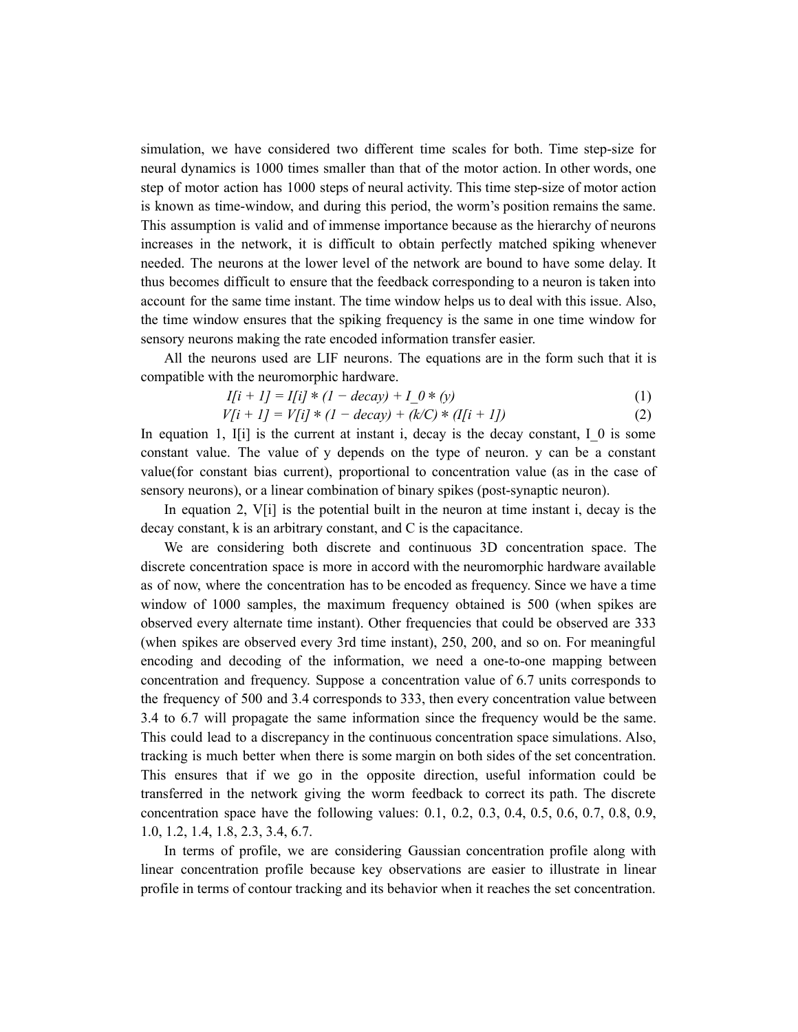simulation, we have considered two different time scales for both. Time step-size for neural dynamics is 1000 times smaller than that of the motor action. In other words, one step of motor action has 1000 steps of neural activity. This time step-size of motor action is known as time-window, and during this period, the worm's position remains the same. This assumption is valid and of immense importance because as the hierarchy of neurons increases in the network, it is difficult to obtain perfectly matched spiking whenever needed. The neurons at the lower level of the network are bound to have some delay. It thus becomes difficult to ensure that the feedback corresponding to a neuron is taken into account for the same time instant. The time window helps us to deal with this issue. Also, the time window ensures that the spiking frequency is the same in one time window for sensory neurons making the rate encoded information transfer easier.

All the neurons used are LIF neurons. The equations are in the form such that it is compatible with the neuromorphic hardware.

$$I[i+1] = I[i] * (1 - decay) + I\_0 * (y) \tag{1}$$

$$V[i+1] = V[i] * (1 - decay) + (k/C) * (I[i+1]) \tag{2}$$

In equation 1, I[i] is the current at instant i, decay is the decay constant, I_0 is some constant value. The value of y depends on the type of neuron. y can be a constant value(for constant bias current), proportional to concentration value (as in the case of sensory neurons), or a linear combination of binary spikes (post-synaptic neuron).

In equation 2, V[i] is the potential built in the neuron at time instant i, decay is the decay constant, k is an arbitrary constant, and C is the capacitance.

We are considering both discrete and continuous 3D concentration space. The discrete concentration space is more in accord with the neuromorphic hardware available as of now, where the concentration has to be encoded as frequency. Since we have a time window of 1000 samples, the maximum frequency obtained is 500 (when spikes are observed every alternate time instant). Other frequencies that could be observed are 333 (when spikes are observed every 3rd time instant), 250, 200, and so on. For meaningful encoding and decoding of the information, we need a one-to-one mapping between concentration and frequency. Suppose a concentration value of 6.7 units corresponds to the frequency of 500 and 3.4 corresponds to 333, then every concentration value between 3.4 to 6.7 will propagate the same information since the frequency would be the same. This could lead to a discrepancy in the continuous concentration space simulations. Also, tracking is much better when there is some margin on both sides of the set concentration. This ensures that if we go in the opposite direction, useful information could be transferred in the network giving the worm feedback to correct its path. The discrete concentration space have the following values: 0.1, 0.2, 0.3, 0.4, 0.5, 0.6, 0.7, 0.8, 0.9, 1.0, 1.2, 1.4, 1.8, 2.3, 3.4, 6.7.

In terms of profile, we are considering Gaussian concentration profile along with linear concentration profile because key observations are easier to illustrate in linear profile in terms of contour tracking and its behavior when it reaches the set concentration.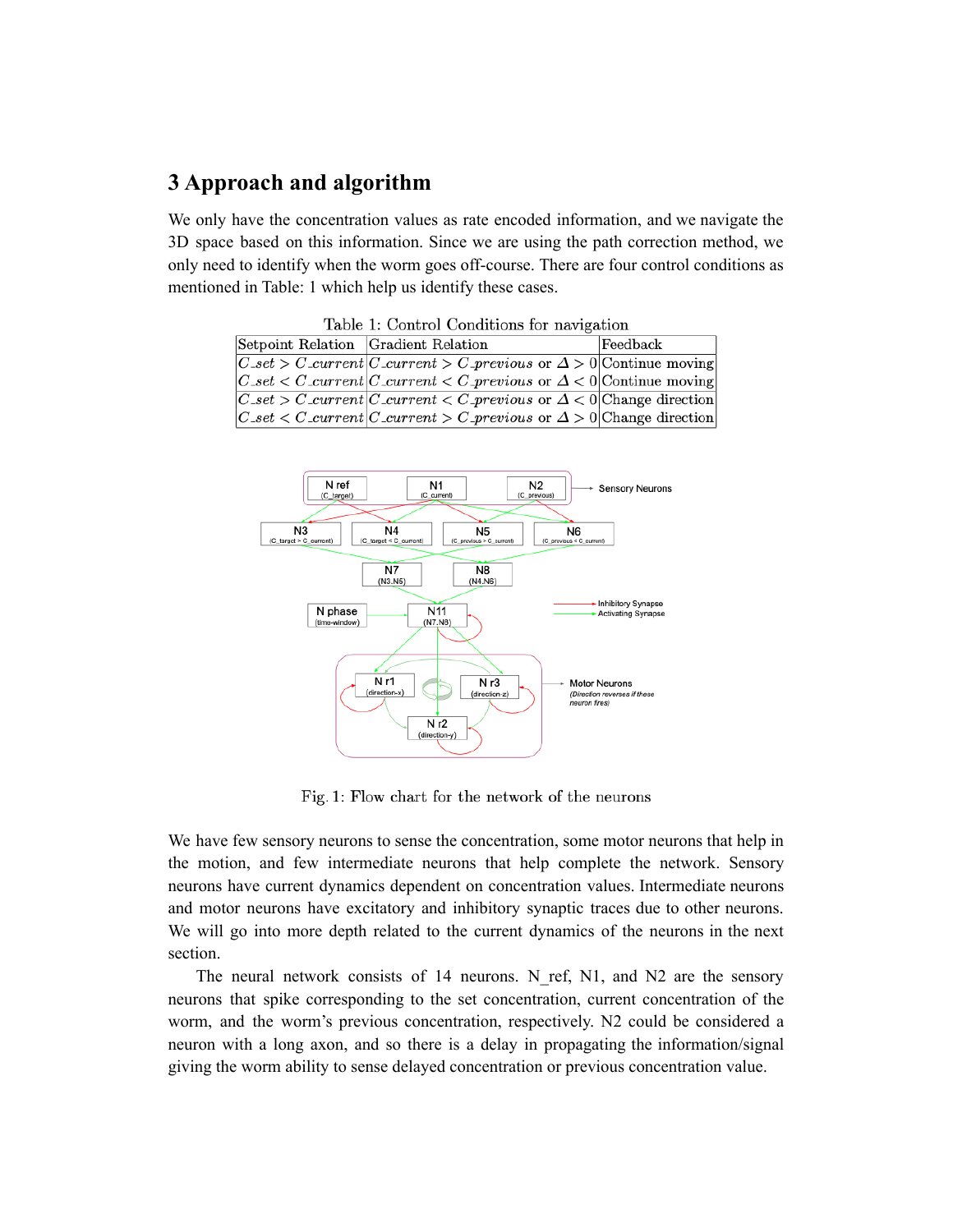## 3 Approach and algorithm

We only have the concentration values as rate encoded information, and we navigate the 3D space based on this information. Since we are using the path correction method, we only need to identify when the worm goes off-course. There are four control conditions as mentioned in Table: 1 which help us identify these cases.

Table 1: Control Conditions for navigation

| Setpoint Relation | Gradient Relation | Feedback |
|---|---|---|
| $C\_set > C\_current$ | $C\_current > C\_previous$ or $\Delta > 0$ | Continue moving |
| $C\_set < C\_current$ | $C\_current < C\_previous$ or $\Delta < 0$ | Continue moving |
| $C\_set > C\_current$ | $C\_current < C\_previous$ or $\Delta < 0$ | Change direction |
| $C\_set < C\_current$ | $C\_current > C\_previous$ or $\Delta > 0$ | Change direction |

Fig. 1: Flow chart for the network of the neurons

We have few sensory neurons to sense the concentration, some motor neurons that help in the motion, and few intermediate neurons that help complete the network. Sensory neurons have current dynamics dependent on concentration values. Intermediate neurons and motor neurons have excitatory and inhibitory synaptic traces due to other neurons. We will go into more depth related to the current dynamics of the neurons in the next section.

The neural network consists of 14 neurons. N_ref, N1, and N2 are the sensory neurons that spike corresponding to the set concentration, current concentration of the worm, and the worm's previous concentration, respectively. N2 could be considered a neuron with a long axon, and so there is a delay in propagating the information/signal giving the worm ability to sense delayed concentration or previous concentration value.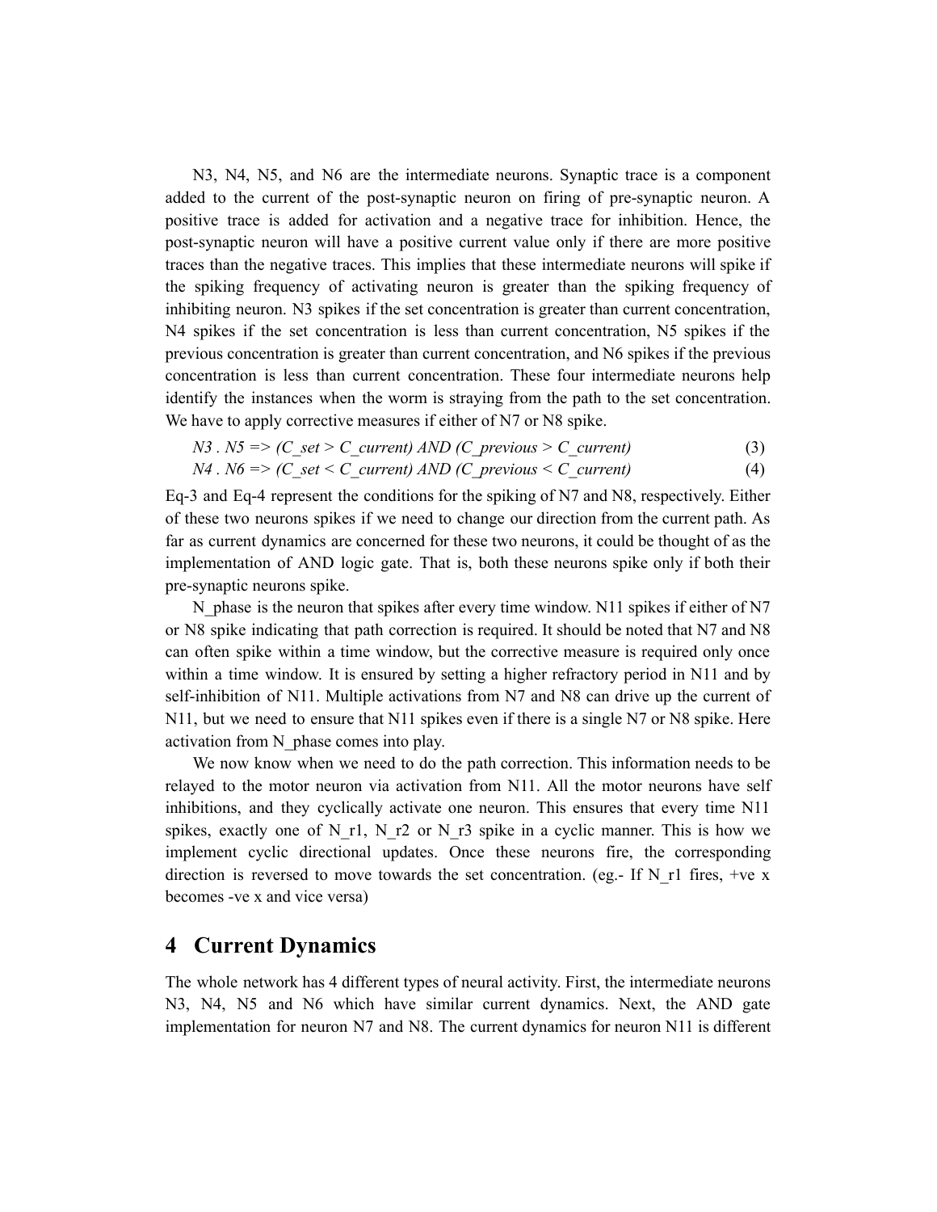N3, N4, N5, and N6 are the intermediate neurons. Synaptic trace is a component added to the current of the post-synaptic neuron on firing of pre-synaptic neuron. A positive trace is added for activation and a negative trace for inhibition. Hence, the post-synaptic neuron will have a positive current value only if there are more positive traces than the negative traces. This implies that these intermediate neurons will spike if the spiking frequency of activating neuron is greater than the spiking frequency of inhibiting neuron. N3 spikes if the set concentration is greater than current concentration, N4 spikes if the set concentration is less than current concentration, N5 spikes if the previous concentration is greater than current concentration, and N6 spikes if the previous concentration is less than current concentration. These four intermediate neurons help identify the instances when the worm is straying from the path to the set concentration. We have to apply corrective measures if either of N7 or N8 spike.

$$N3 \,.\, N5 \Rightarrow (C\_set > C\_current) \text{ AND } (C\_previous > C\_current) \tag{3}$$

$$N4 \,.\, N6 \Rightarrow (C\_set < C\_current) \text{ AND } (C\_previous < C\_current) \tag{4}$$

Eq-3 and Eq-4 represent the conditions for the spiking of N7 and N8, respectively. Either of these two neurons spikes if we need to change our direction from the current path. As far as current dynamics are concerned for these two neurons, it could be thought of as the implementation of AND logic gate. That is, both these neurons spike only if both their pre-synaptic neurons spike.

N_phase is the neuron that spikes after every time window. N11 spikes if either of N7 or N8 spike indicating that path correction is required. It should be noted that N7 and N8 can often spike within a time window, but the corrective measure is required only once within a time window. It is ensured by setting a higher refractory period in N11 and by self-inhibition of N11. Multiple activations from N7 and N8 can drive up the current of N11, but we need to ensure that N11 spikes even if there is a single N7 or N8 spike. Here activation from N_phase comes into play.

We now know when we need to do the path correction. This information needs to be relayed to the motor neuron via activation from N11. All the motor neurons have self inhibitions, and they cyclically activate one neuron. This ensures that every time N11 spikes, exactly one of N_r1, N_r2 or N_r3 spike in a cyclic manner. This is how we implement cyclic directional updates. Once these neurons fire, the corresponding direction is reversed to move towards the set concentration. (eg.- If N_r1 fires, +ve x becomes -ve x and vice versa)

# 4 Current Dynamics

The whole network has 4 different types of neural activity. First, the intermediate neurons N3, N4, N5 and N6 which have similar current dynamics. Next, the AND gate implementation for neuron N7 and N8. The current dynamics for neuron N11 is different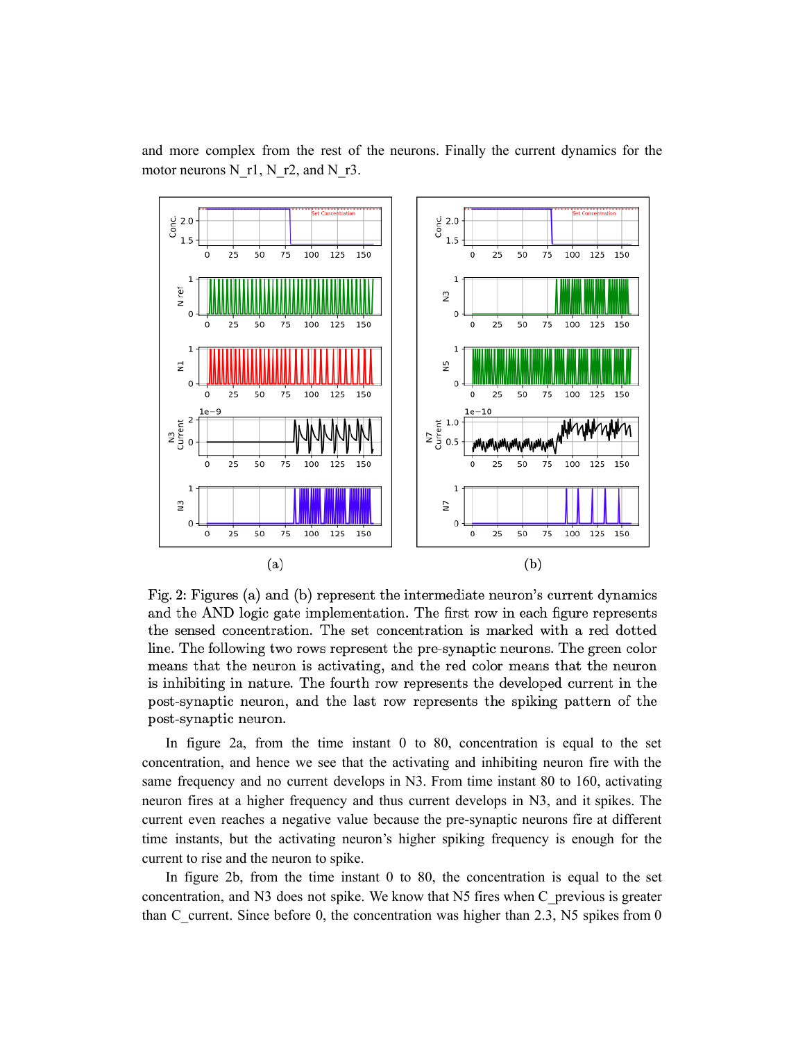and more complex from the rest of the neurons. Finally the current dynamics for the motor neurons N_r1, N_r2, and N_r3.

(a) (b)

Fig. 2: Figures (a) and (b) represent the intermediate neuron's current dynamics and the AND logic gate implementation. The first row in each figure represents the sensed concentration. The set concentration is marked with a red dotted line. The following two rows represent the pre-synaptic neurons. The green color means that the neuron is activating, and the red color means that the neuron is inhibiting in nature. The fourth row represents the developed current in the post-synaptic neuron, and the last row represents the spiking pattern of the post-synaptic neuron.

In figure 2a, from the time instant 0 to 80, concentration is equal to the set concentration, and hence we see that the activating and inhibiting neuron fire with the same frequency and no current develops in N3. From time instant 80 to 160, activating neuron fires at a higher frequency and thus current develops in N3, and it spikes. The current even reaches a negative value because the pre-synaptic neurons fire at different time instants, but the activating neuron's higher spiking frequency is enough for the current to rise and the neuron to spike.

In figure 2b, from the time instant 0 to 80, the concentration is equal to the set concentration, and N3 does not spike. We know that N5 fires when C_previous is greater than C_current. Since before 0, the concentration was higher than 2.3, N5 spikes from 0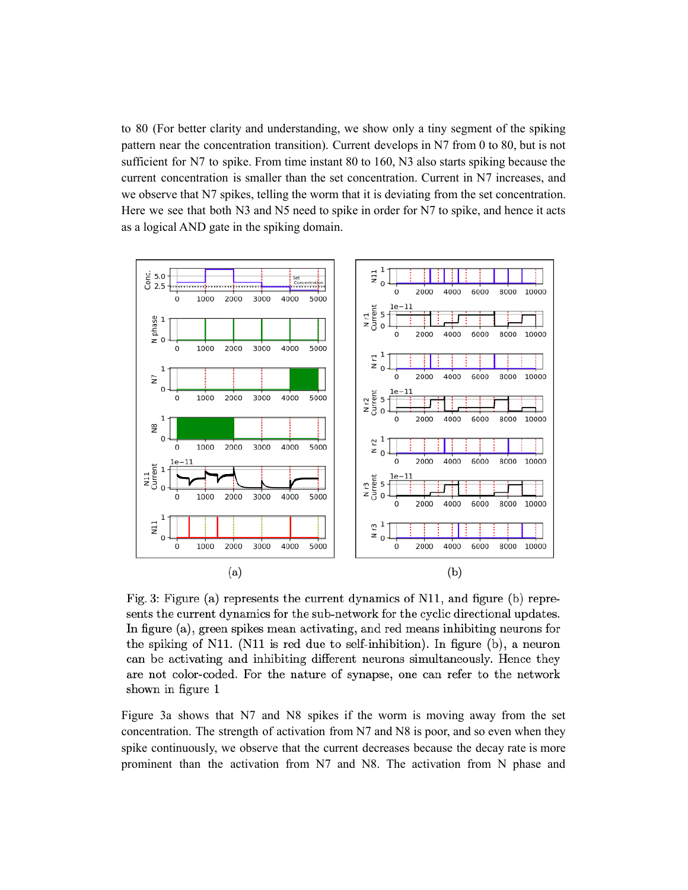to 80 (For better clarity and understanding, we show only a tiny segment of the spiking pattern near the concentration transition). Current develops in N7 from 0 to 80, but is not sufficient for N7 to spike. From time instant 80 to 160, N3 also starts spiking because the current concentration is smaller than the set concentration. Current in N7 increases, and we observe that N7 spikes, telling the worm that it is deviating from the set concentration. Here we see that both N3 and N5 need to spike in order for N7 to spike, and hence it acts as a logical AND gate in the spiking domain.

(a)

(b)

Fig. 3: Figure (a) represents the current dynamics of N11, and figure (b) represents the current dynamics for the sub-network for the cyclic directional updates. In figure (a), green spikes mean activating, and red means inhibiting neurons for the spiking of N11. (N11 is red due to self-inhibition). In figure (b), a neuron can be activating and inhibiting different neurons simultaneously. Hence they are not color-coded. For the nature of synapse, one can refer to the network shown in figure 1

Figure 3a shows that N7 and N8 spikes if the worm is moving away from the set concentration. The strength of activation from N7 and N8 is poor, and so even when they spike continuously, we observe that the current decreases because the decay rate is more prominent than the activation from N7 and N8. The activation from N phase and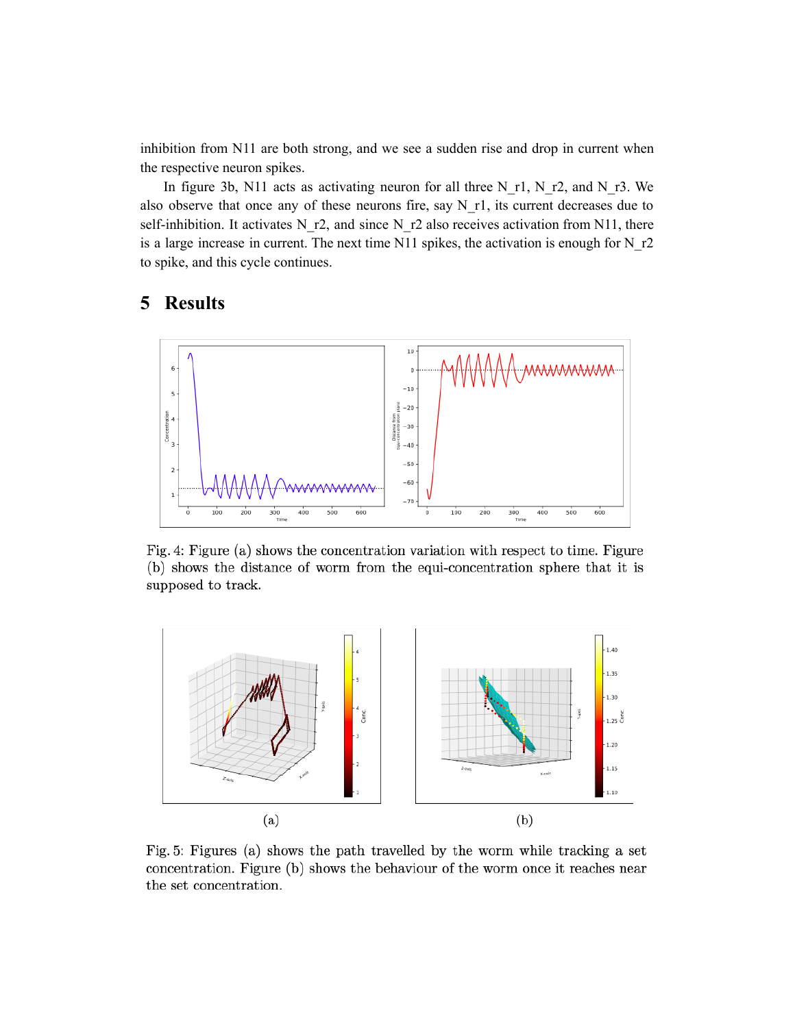inhibition from N11 are both strong, and we see a sudden rise and drop in current when the respective neuron spikes.

In figure 3b, N11 acts as activating neuron for all three N_r1, N_r2, and N_r3. We also observe that once any of these neurons fire, say N_r1, its current decreases due to self-inhibition. It activates N_r2, and since N_r2 also receives activation from N11, there is a large increase in current. The next time N11 spikes, the activation is enough for N_r2 to spike, and this cycle continues.

# 5 Results

Fig. 4: Figure (a) shows the concentration variation with respect to time. Figure (b) shows the distance of worm from the equi-concentration sphere that it is supposed to track.

(a)

(b)

Fig. 5: Figures (a) shows the path travelled by the worm while tracking a set concentration. Figure (b) shows the behaviour of the worm once it reaches near the set concentration.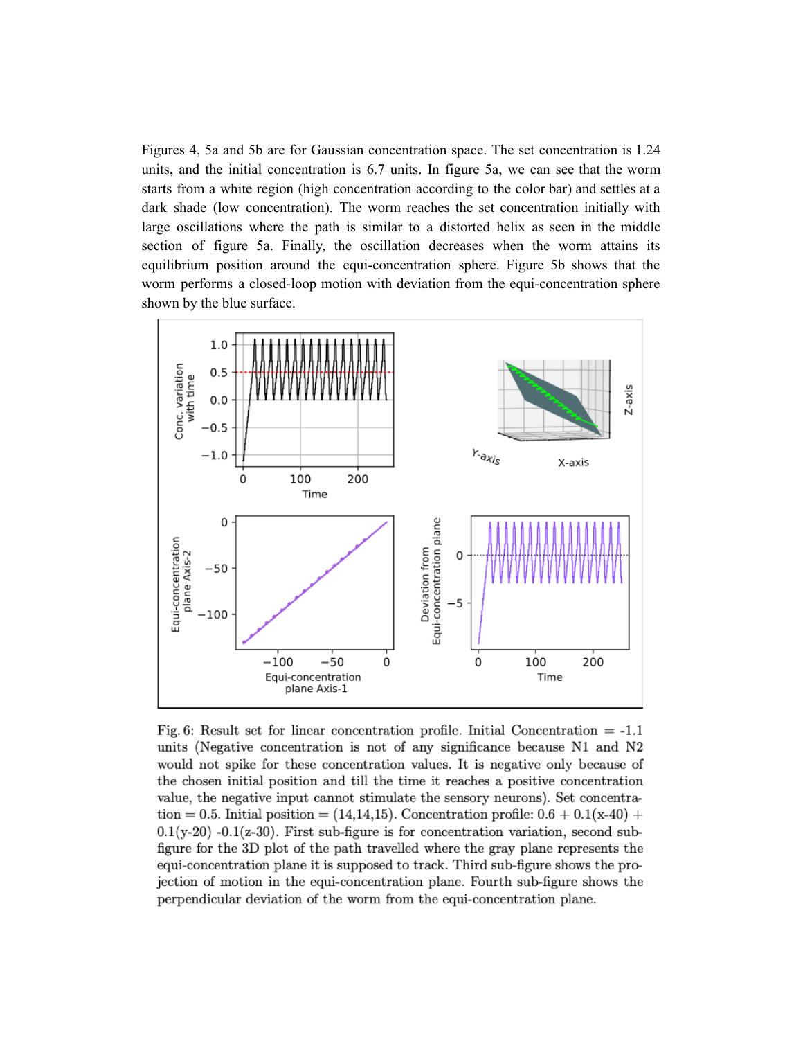Figures 4, 5a and 5b are for Gaussian concentration space. The set concentration is 1.24 units, and the initial concentration is 6.7 units. In figure 5a, we can see that the worm starts from a white region (high concentration according to the color bar) and settles at a dark shade (low concentration). The worm reaches the set concentration initially with large oscillations where the path is similar to a distorted helix as seen in the middle section of figure 5a. Finally, the oscillation decreases when the worm attains its equilibrium position around the equi-concentration sphere. Figure 5b shows that the worm performs a closed-loop motion with deviation from the equi-concentration sphere shown by the blue surface.

Fig. 6: Result set for linear concentration profile. Initial Concentration = -1.1 units (Negative concentration is not of any significance because N1 and N2 would not spike for these concentration values. It is negative only because of the chosen initial position and till the time it reaches a positive concentration value, the negative input cannot stimulate the sensory neurons). Set concentration = 0.5. Initial position = (14,14,15). Concentration profile: $0.6 + 0.1(x-40) + 0.1(y-20) - 0.1(z-30)$. First sub-figure is for concentration variation, second sub-figure for the 3D plot of the path travelled where the gray plane represents the equi-concentration plane it is supposed to track. Third sub-figure shows the projection of motion in the equi-concentration plane. Fourth sub-figure shows the perpendicular deviation of the worm from the equi-concentration plane.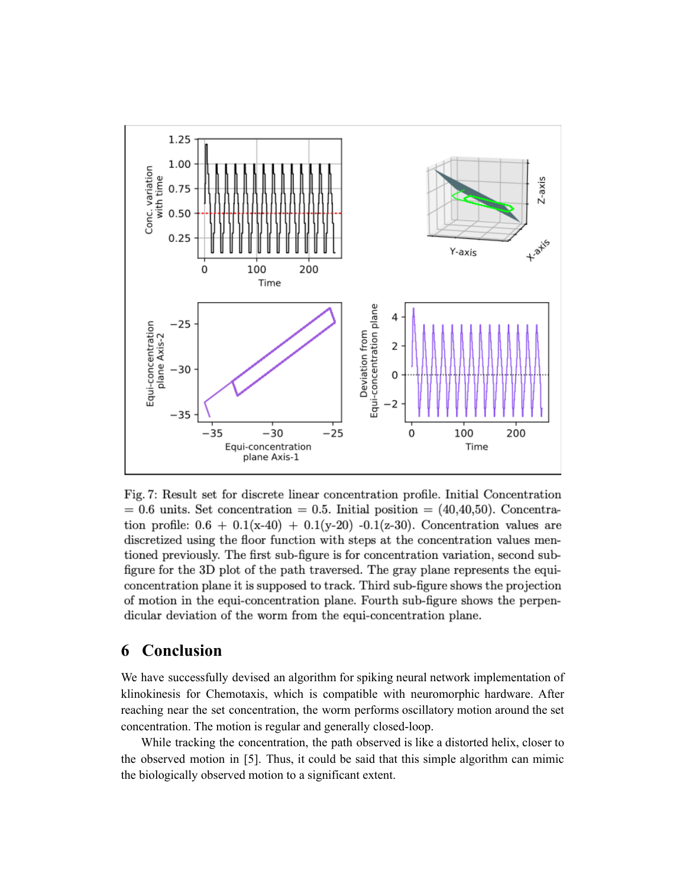Fig. 7: Result set for discrete linear concentration profile. Initial Concentration = 0.6 units. Set concentration = 0.5. Initial position = (40,40,50). Concentration profile: 0.6 + 0.1(x-40) + 0.1(y-20) -0.1(z-30). Concentration values are discretized using the floor function with steps at the concentration values mentioned previously. The first sub-figure is for concentration variation, second sub-figure for the 3D plot of the path traversed. The gray plane represents the equi-concentration plane it is supposed to track. Third sub-figure shows the projection of motion in the equi-concentration plane. Fourth sub-figure shows the perpendicular deviation of the worm from the equi-concentration plane.

## 6 Conclusion

We have successfully devised an algorithm for spiking neural network implementation of klinokinesis for Chemotaxis, which is compatible with neuromorphic hardware. After reaching near the set concentration, the worm performs oscillatory motion around the set concentration. The motion is regular and generally closed-loop.

While tracking the concentration, the path observed is like a distorted helix, closer to the observed motion in [5]. Thus, it could be said that this simple algorithm can mimic the biologically observed motion to a significant extent.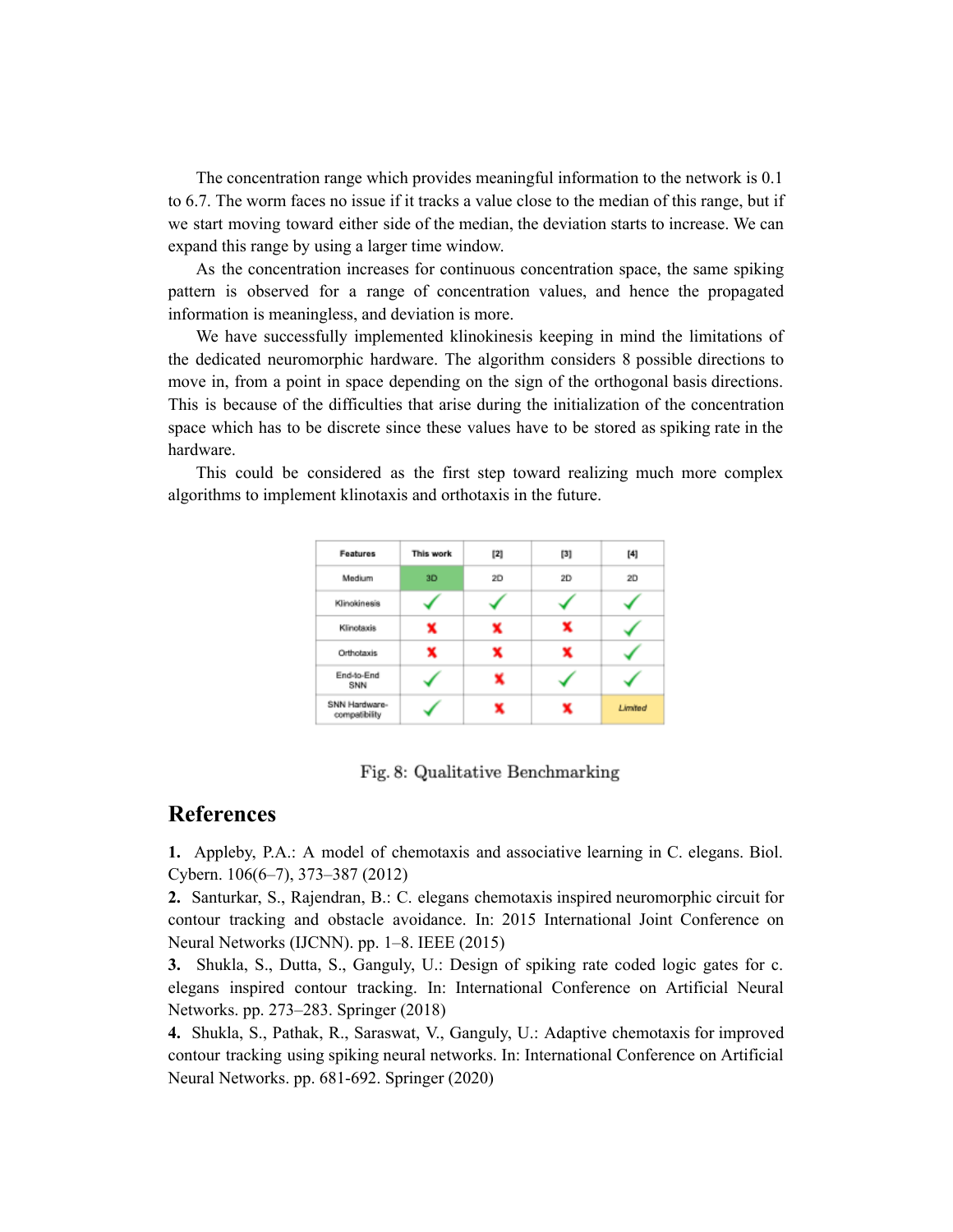The concentration range which provides meaningful information to the network is 0.1 to 6.7. The worm faces no issue if it tracks a value close to the median of this range, but if we start moving toward either side of the median, the deviation starts to increase. We can expand this range by using a larger time window.

As the concentration increases for continuous concentration space, the same spiking pattern is observed for a range of concentration values, and hence the propagated information is meaningless, and deviation is more.

We have successfully implemented klinokinesis keeping in mind the limitations of the dedicated neuromorphic hardware. The algorithm considers 8 possible directions to move in, from a point in space depending on the sign of the orthogonal basis directions. This is because of the difficulties that arise during the initialization of the concentration space which has to be discrete since these values have to be stored as spiking rate in the hardware.

This could be considered as the first step toward realizing much more complex algorithms to implement klinotaxis and orthotaxis in the future.

| Features | This work | [2] | [3] | [4] |
|---|---|---|---|---|
| Medium | 3D | 2D | 2D | 2D |
| Klinokinesis | ✓ | ✓ | ✓ | ✓ |
| Klinotaxis | ✗ | ✗ | ✗ | ✓ |
| Orthotaxis | ✗ | ✗ | ✗ | ✓ |
| End-to-End SNN | ✓ | ✗ | ✓ | ✓ |
| SNN Hardware-compatibility | ✓ | ✗ | ✗ | *Limited* |

Fig. 8: Qualitative Benchmarking

## References

**1.** Appleby, P.A.: A model of chemotaxis and associative learning in C. elegans. Biol. Cybern. 106(6–7), 373–387 (2012)

**2.** Santurkar, S., Rajendran, B.: C. elegans chemotaxis inspired neuromorphic circuit for contour tracking and obstacle avoidance. In: 2015 International Joint Conference on Neural Networks (IJCNN). pp. 1–8. IEEE (2015)

**3.** Shukla, S., Dutta, S., Ganguly, U.: Design of spiking rate coded logic gates for c. elegans inspired contour tracking. In: International Conference on Artificial Neural Networks. pp. 273–283. Springer (2018)

**4.** Shukla, S., Pathak, R., Saraswat, V., Ganguly, U.: Adaptive chemotaxis for improved contour tracking using spiking neural networks. In: International Conference on Artificial Neural Networks. pp. 681-692. Springer (2020)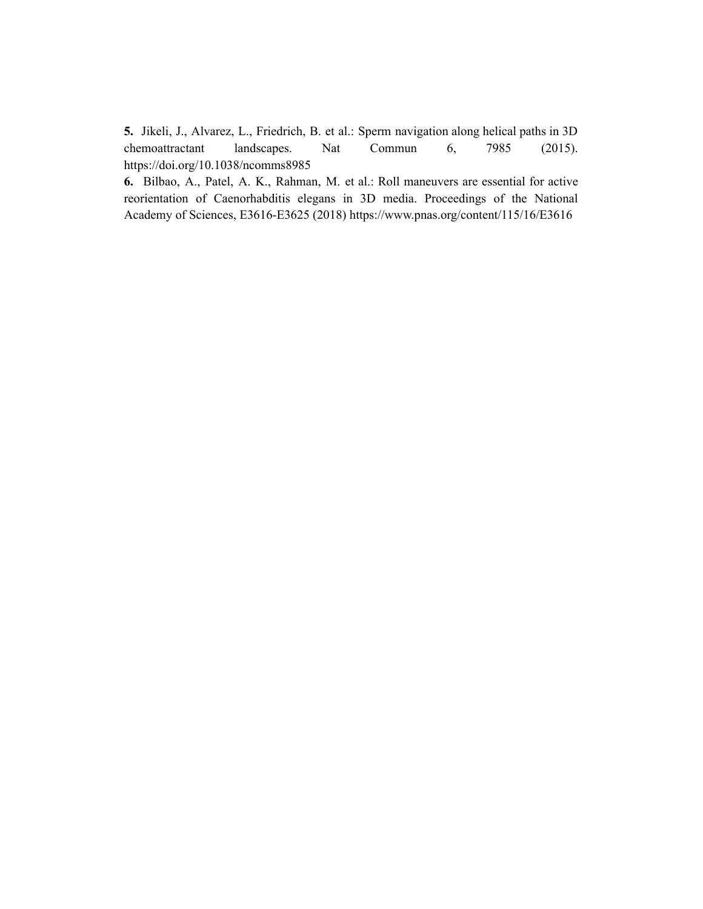**5.** Jikeli, J., Alvarez, L., Friedrich, B. et al.: Sperm navigation along helical paths in 3D chemoattractant landscapes. Nat Commun 6, 7985 (2015). https://doi.org/10.1038/ncomms8985

**6.** Bilbao, A., Patel, A. K., Rahman, M. et al.: Roll maneuvers are essential for active reorientation of Caenorhabditis elegans in 3D media. Proceedings of the National Academy of Sciences, E3616-E3625 (2018) https://www.pnas.org/content/115/16/E3616